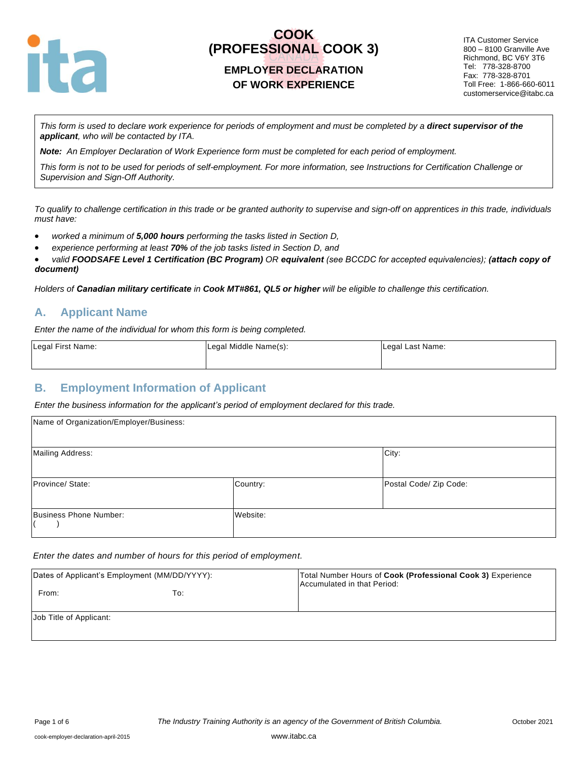# COOK (PROFESSIONAL COOK 3)

## EMPLOYER DECLARATION OF WORK EXPERIENCE

ITA Customer Service
800 – 8100 Granville Ave
Richmond, BC V6Y 3T6
Tel: 778-328-8700
Fax: 778-328-8701
Toll Free: 1-866-660-6011
customerservice@itabc.ca

*This form is used to declare work experience for periods of employment and must be completed by a **direct supervisor of the applicant**, who will be contacted by ITA.*

***Note:*** *An Employer Declaration of Work Experience form must be completed for each period of employment.*

*This form is not to be used for periods of self-employment. For more information, see Instructions for Certification Challenge or Supervision and Sign-Off Authority.*

*To qualify to challenge certification in this trade or be granted authority to supervise and sign-off on apprentices in this trade, individuals must have:*

- *worked a minimum of **5,000 hours** performing the tasks listed in Section D,*
- *experience performing at least **70%** of the job tasks listed in Section D, and*
- *valid **FOODSAFE Level 1 Certification (BC Program)** OR **equivalent** (see BCCDC for accepted equivalencies); **(attach copy of document)***

*Holders of **Canadian military certificate** in **Cook MT#861, QL5 or higher** will be eligible to challenge this certification.*

## A. Applicant Name

*Enter the name of the individual for whom this form is being completed.*

| Legal First Name: | Legal Middle Name(s): | Legal Last Name: |
|---|---|---|
| | | |

## B. Employment Information of Applicant

*Enter the business information for the applicant's period of employment declared for this trade.*

| Name of Organization/Employer/Business: | | |
|---|---|---|
| Mailing Address: | | City: |
| Province/ State: | Country: | Postal Code/ Zip Code: |
| Business Phone Number: ( ) | Website: | |

*Enter the dates and number of hours for this period of employment.*

| Dates of Applicant's Employment (MM/DD/YYYY): From: To: | Total Number Hours of **Cook (Professional Cook 3)** Experience Accumulated in that Period: |
|---|---|
| Job Title of Applicant: | |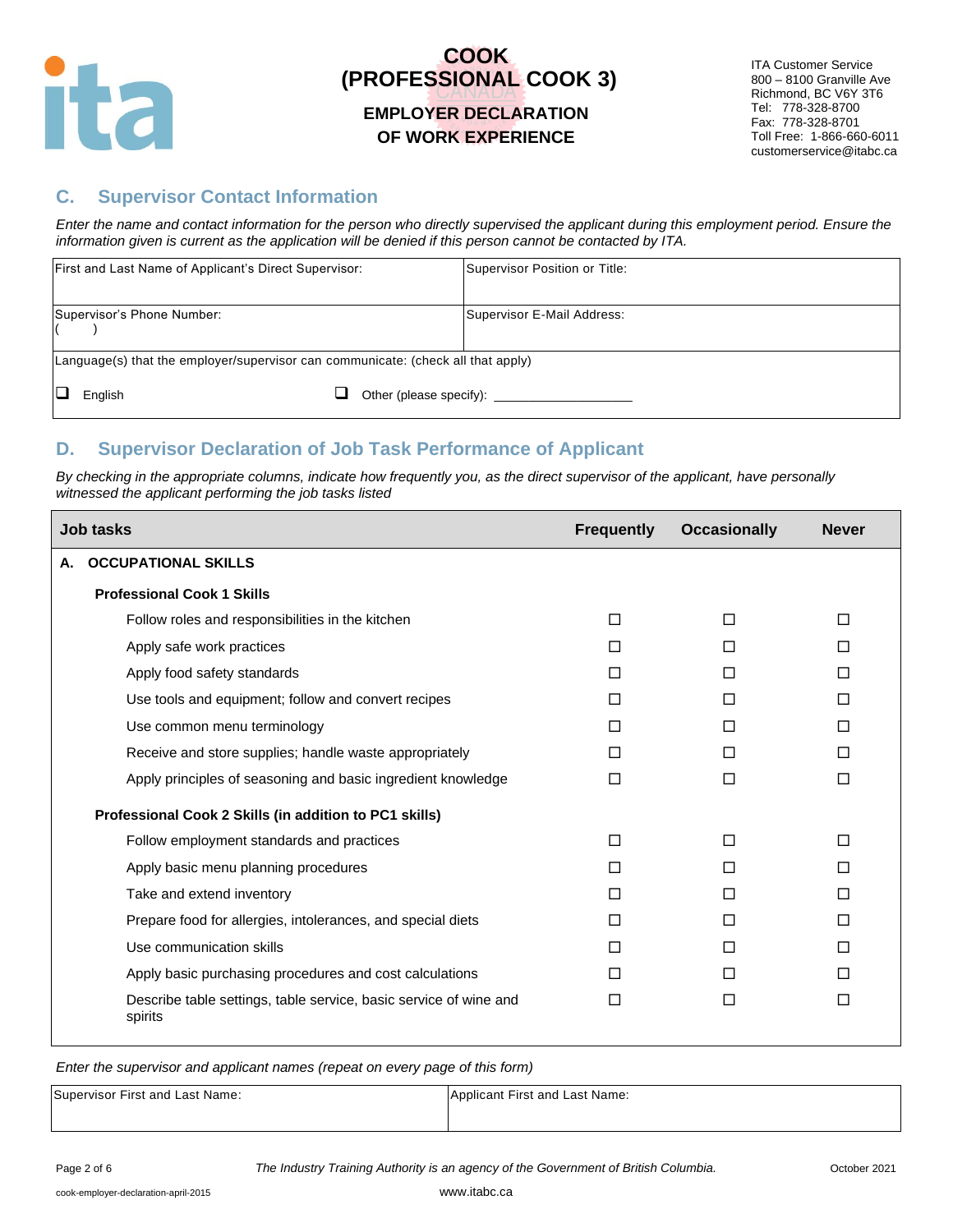# COOK (PROFESSIONAL COOK 3)

## EMPLOYER DECLARATION OF WORK EXPERIENCE

ITA Customer Service
800 – 8100 Granville Ave
Richmond, BC V6Y 3T6
Tel: 778-328-8700
Fax: 778-328-8701
Toll Free: 1-866-660-6011
customerservice@itabc.ca

## C. Supervisor Contact Information

*Enter the name and contact information for the person who directly supervised the applicant during this employment period. Ensure the information given is current as the application will be denied if this person cannot be contacted by ITA.*

| First and Last Name of Applicant's Direct Supervisor: | Supervisor Position or Title: |
|---|---|
| Supervisor's Phone Number: ( ) | Supervisor E-Mail Address: |
| Language(s) that the employer/supervisor can communicate: (check all that apply) ☐ English ☐ Other (please specify): ____________ | |

## D. Supervisor Declaration of Job Task Performance of Applicant

*By checking in the appropriate columns, indicate how frequently you, as the direct supervisor of the applicant, have personally witnessed the applicant performing the job tasks listed*

| Job tasks | Frequently | Occasionally | Never |
|---|---|---|---|
| **A. OCCUPATIONAL SKILLS** | | | |
| **Professional Cook 1 Skills** | | | |
| Follow roles and responsibilities in the kitchen | ☐ | ☐ | ☐ |
| Apply safe work practices | ☐ | ☐ | ☐ |
| Apply food safety standards | ☐ | ☐ | ☐ |
| Use tools and equipment; follow and convert recipes | ☐ | ☐ | ☐ |
| Use common menu terminology | ☐ | ☐ | ☐ |
| Receive and store supplies; handle waste appropriately | ☐ | ☐ | ☐ |
| Apply principles of seasoning and basic ingredient knowledge | ☐ | ☐ | ☐ |
| **Professional Cook 2 Skills (in addition to PC1 skills)** | | | |
| Follow employment standards and practices | ☐ | ☐ | ☐ |
| Apply basic menu planning procedures | ☐ | ☐ | ☐ |
| Take and extend inventory | ☐ | ☐ | ☐ |
| Prepare food for allergies, intolerances, and special diets | ☐ | ☐ | ☐ |
| Use communication skills | ☐ | ☐ | ☐ |
| Apply basic purchasing procedures and cost calculations | ☐ | ☐ | ☐ |
| Describe table settings, table service, basic service of wine and spirits | ☐ | ☐ | ☐ |

*Enter the supervisor and applicant names (repeat on every page of this form)*

| Supervisor First and Last Name: | Applicant First and Last Name: |
|---|---|
| | |

*The Industry Training Authority is an agency of the Government of British Columbia.*

October 2021

cook-employer-declaration-april-2015

www.itabc.ca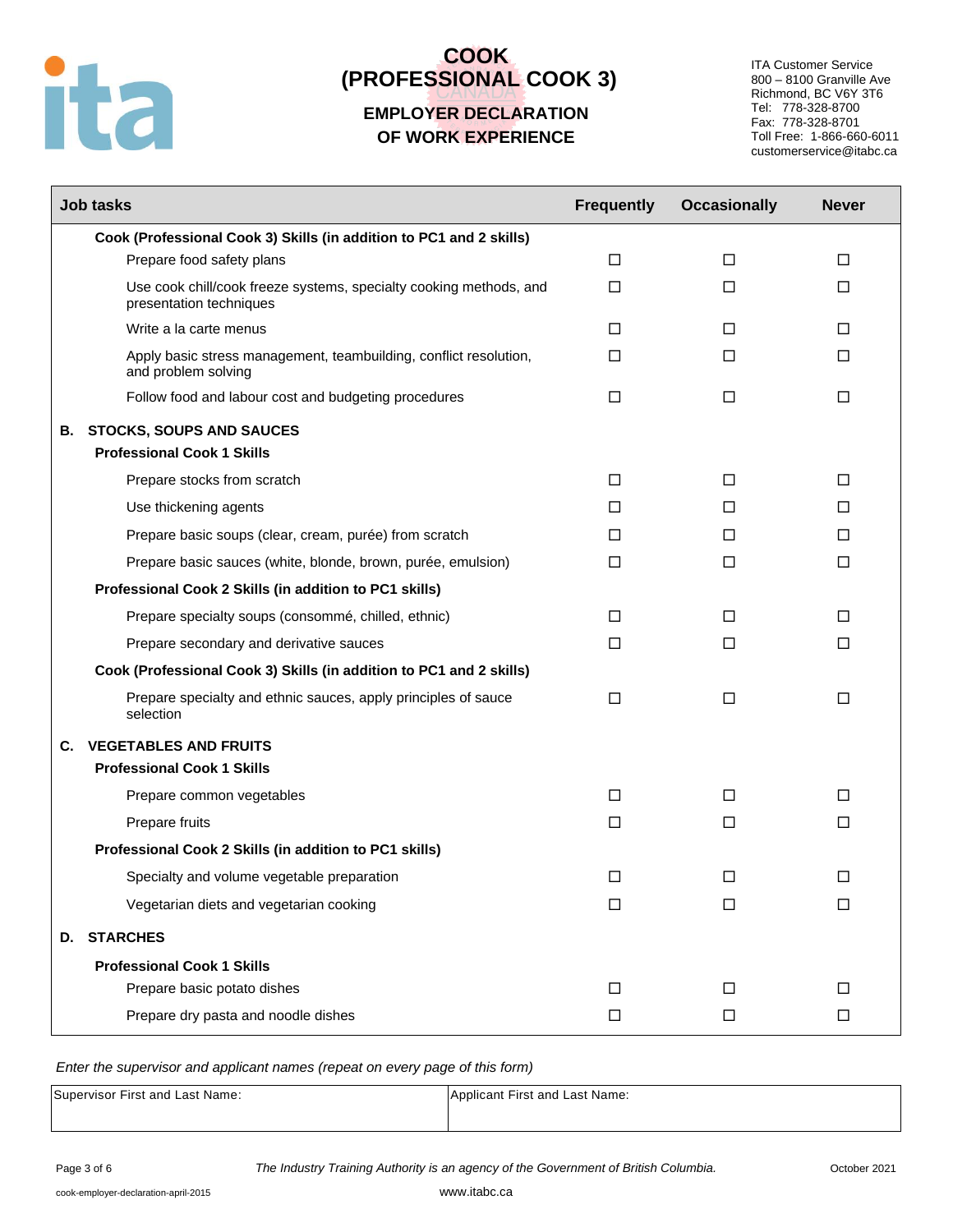# COOK (PROFESSIONAL COOK 3)

## EMPLOYER DECLARATION OF WORK EXPERIENCE

ITA Customer Service
800 – 8100 Granville Ave
Richmond, BC V6Y 3T6
Tel: 778-328-8700
Fax: 778-328-8701
Toll Free: 1-866-660-6011
customerservice@itabc.ca

| Job tasks | Frequently | Occasionally | Never |
|---|---|---|---|
| **Cook (Professional Cook 3) Skills (in addition to PC1 and 2 skills)** | | | |
| Prepare food safety plans | ☐ | ☐ | ☐ |
| Use cook chill/cook freeze systems, specialty cooking methods, and presentation techniques | ☐ | ☐ | ☐ |
| Write a la carte menus | ☐ | ☐ | ☐ |
| Apply basic stress management, teambuilding, conflict resolution, and problem solving | ☐ | ☐ | ☐ |
| Follow food and labour cost and budgeting procedures | ☐ | ☐ | ☐ |
| **B. STOCKS, SOUPS AND SAUCES** | | | |
| **Professional Cook 1 Skills** | | | |
| Prepare stocks from scratch | ☐ | ☐ | ☐ |
| Use thickening agents | ☐ | ☐ | ☐ |
| Prepare basic soups (clear, cream, purée) from scratch | ☐ | ☐ | ☐ |
| Prepare basic sauces (white, blonde, brown, purée, emulsion) | ☐ | ☐ | ☐ |
| **Professional Cook 2 Skills (in addition to PC1 skills)** | | | |
| Prepare specialty soups (consommé, chilled, ethnic) | ☐ | ☐ | ☐ |
| Prepare secondary and derivative sauces | ☐ | ☐ | ☐ |
| **Cook (Professional Cook 3) Skills (in addition to PC1 and 2 skills)** | | | |
| Prepare specialty and ethnic sauces, apply principles of sauce selection | ☐ | ☐ | ☐ |
| **C. VEGETABLES AND FRUITS** | | | |
| **Professional Cook 1 Skills** | | | |
| Prepare common vegetables | ☐ | ☐ | ☐ |
| Prepare fruits | ☐ | ☐ | ☐ |
| **Professional Cook 2 Skills (in addition to PC1 skills)** | | | |
| Specialty and volume vegetable preparation | ☐ | ☐ | ☐ |
| Vegetarian diets and vegetarian cooking | ☐ | ☐ | ☐ |
| **D. STARCHES** | | | |
| **Professional Cook 1 Skills** | | | |
| Prepare basic potato dishes | ☐ | ☐ | ☐ |
| Prepare dry pasta and noodle dishes | ☐ | ☐ | ☐ |

*Enter the supervisor and applicant names (repeat on every page of this form)*

| Supervisor First and Last Name: | Applicant First and Last Name: |
|---|---|
| | |

*The Industry Training Authority is an agency of the Government of British Columbia.*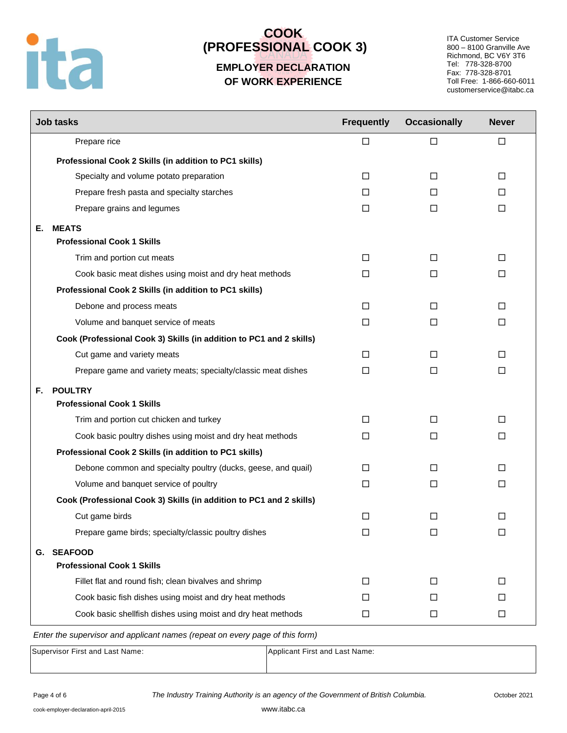# COOK (PROFESSIONAL COOK 3)

## EMPLOYER DECLARATION OF WORK EXPERIENCE

ITA Customer Service
800 – 8100 Granville Ave
Richmond, BC V6Y 3T6
Tel: 778-328-8700
Fax: 778-328-8701
Toll Free: 1-866-660-6011
customerservice@itabc.ca

| Job tasks | Frequently | Occasionally | Never |
|---|---|---|---|
| Prepare rice | ☐ | ☐ | ☐ |
| **Professional Cook 2 Skills (in addition to PC1 skills)** | | | |
| Specialty and volume potato preparation | ☐ | ☐ | ☐ |
| Prepare fresh pasta and specialty starches | ☐ | ☐ | ☐ |
| Prepare grains and legumes | ☐ | ☐ | ☐ |
| **E. MEATS** | | | |
| **Professional Cook 1 Skills** | | | |
| Trim and portion cut meats | ☐ | ☐ | ☐ |
| Cook basic meat dishes using moist and dry heat methods | ☐ | ☐ | ☐ |
| **Professional Cook 2 Skills (in addition to PC1 skills)** | | | |
| Debone and process meats | ☐ | ☐ | ☐ |
| Volume and banquet service of meats | ☐ | ☐ | ☐ |
| **Cook (Professional Cook 3) Skills (in addition to PC1 and 2 skills)** | | | |
| Cut game and variety meats | ☐ | ☐ | ☐ |
| Prepare game and variety meats; specialty/classic meat dishes | ☐ | ☐ | ☐ |
| **F. POULTRY** | | | |
| **Professional Cook 1 Skills** | | | |
| Trim and portion cut chicken and turkey | ☐ | ☐ | ☐ |
| Cook basic poultry dishes using moist and dry heat methods | ☐ | ☐ | ☐ |
| **Professional Cook 2 Skills (in addition to PC1 skills)** | | | |
| Debone common and specialty poultry (ducks, geese, and quail) | ☐ | ☐ | ☐ |
| Volume and banquet service of poultry | ☐ | ☐ | ☐ |
| **Cook (Professional Cook 3) Skills (in addition to PC1 and 2 skills)** | | | |
| Cut game birds | ☐ | ☐ | ☐ |
| Prepare game birds; specialty/classic poultry dishes | ☐ | ☐ | ☐ |
| **G. SEAFOOD** | | | |
| **Professional Cook 1 Skills** | | | |
| Fillet flat and round fish; clean bivalves and shrimp | ☐ | ☐ | ☐ |
| Cook basic fish dishes using moist and dry heat methods | ☐ | ☐ | ☐ |
| Cook basic shellfish dishes using moist and dry heat methods | ☐ | ☐ | ☐ |

*Enter the supervisor and applicant names (repeat on every page of this form)*

| Supervisor First and Last Name: | Applicant First and Last Name: |
|---|---|
| | |

*The Industry Training Authority is an agency of the Government of British Columbia.*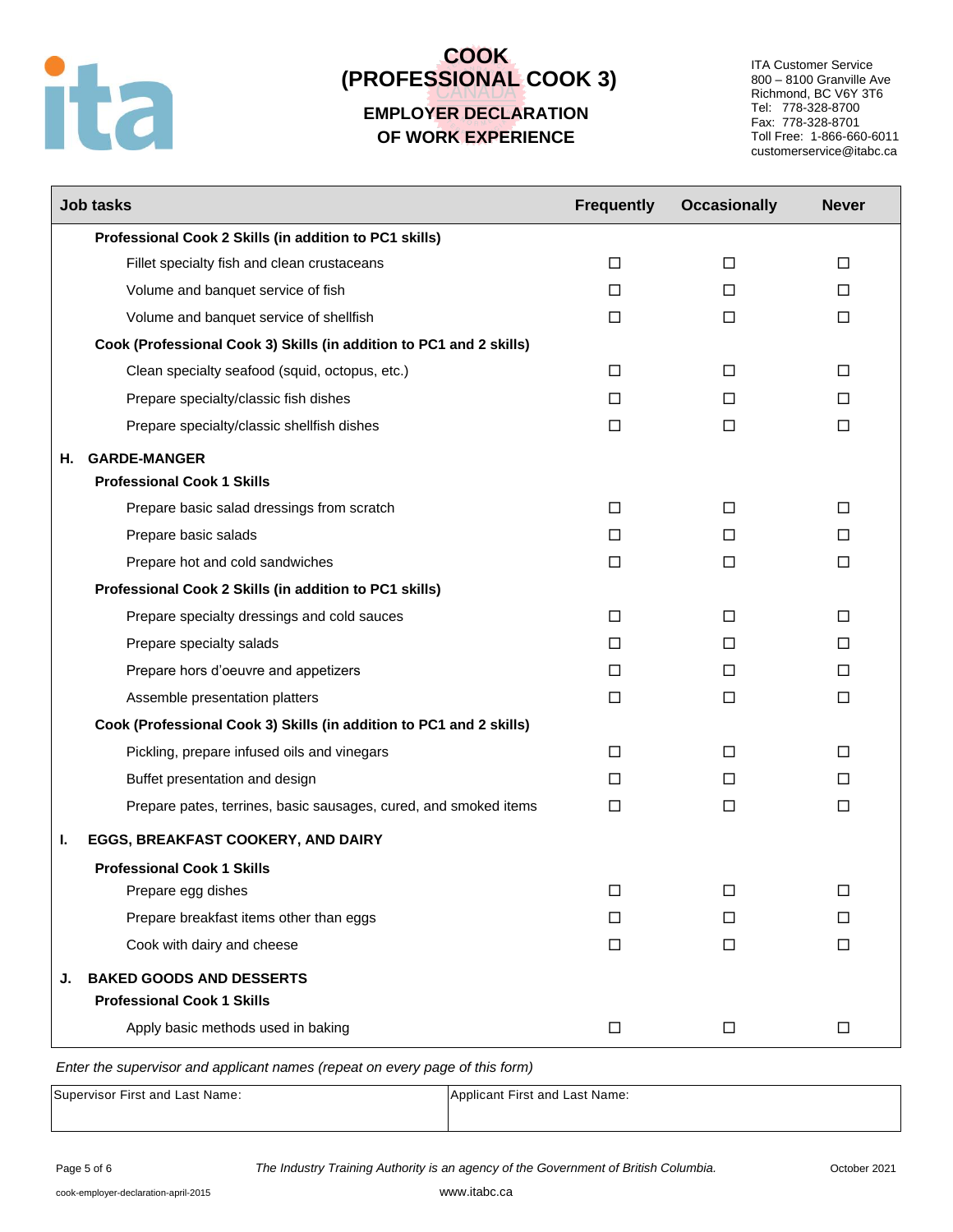# COOK (PROFESSIONAL COOK 3)

## EMPLOYER DECLARATION OF WORK EXPERIENCE

ITA Customer Service
800 – 8100 Granville Ave
Richmond, BC V6Y 3T6
Tel: 778-328-8700
Fax: 778-328-8701
Toll Free: 1-866-660-6011
customerservice@itabc.ca

| Job tasks | Frequently | Occasionally | Never |
|---|---|---|---|
| **Professional Cook 2 Skills (in addition to PC1 skills)** | | | |
| Fillet specialty fish and clean crustaceans | ☐ | ☐ | ☐ |
| Volume and banquet service of fish | ☐ | ☐ | ☐ |
| Volume and banquet service of shellfish | ☐ | ☐ | ☐ |
| **Cook (Professional Cook 3) Skills (in addition to PC1 and 2 skills)** | | | |
| Clean specialty seafood (squid, octopus, etc.) | ☐ | ☐ | ☐ |
| Prepare specialty/classic fish dishes | ☐ | ☐ | ☐ |
| Prepare specialty/classic shellfish dishes | ☐ | ☐ | ☐ |
| **H. GARDE-MANGER** | | | |
| **Professional Cook 1 Skills** | | | |
| Prepare basic salad dressings from scratch | ☐ | ☐ | ☐ |
| Prepare basic salads | ☐ | ☐ | ☐ |
| Prepare hot and cold sandwiches | ☐ | ☐ | ☐ |
| **Professional Cook 2 Skills (in addition to PC1 skills)** | | | |
| Prepare specialty dressings and cold sauces | ☐ | ☐ | ☐ |
| Prepare specialty salads | ☐ | ☐ | ☐ |
| Prepare hors d'oeuvre and appetizers | ☐ | ☐ | ☐ |
| Assemble presentation platters | ☐ | ☐ | ☐ |
| **Cook (Professional Cook 3) Skills (in addition to PC1 and 2 skills)** | | | |
| Pickling, prepare infused oils and vinegars | ☐ | ☐ | ☐ |
| Buffet presentation and design | ☐ | ☐ | ☐ |
| Prepare pates, terrines, basic sausages, cured, and smoked items | ☐ | ☐ | ☐ |
| **I. EGGS, BREAKFAST COOKERY, AND DAIRY** | | | |
| **Professional Cook 1 Skills** | | | |
| Prepare egg dishes | ☐ | ☐ | ☐ |
| Prepare breakfast items other than eggs | ☐ | ☐ | ☐ |
| Cook with dairy and cheese | ☐ | ☐ | ☐ |
| **J. BAKED GOODS AND DESSERTS** | | | |
| **Professional Cook 1 Skills** | | | |
| Apply basic methods used in baking | ☐ | ☐ | ☐ |

*Enter the supervisor and applicant names (repeat on every page of this form)*

| Supervisor First and Last Name: | Applicant First and Last Name: |
|---|---|
| | |

*The Industry Training Authority is an agency of the Government of British Columbia.*

October 2021

cook-employer-declaration-april-2015

www.itabc.ca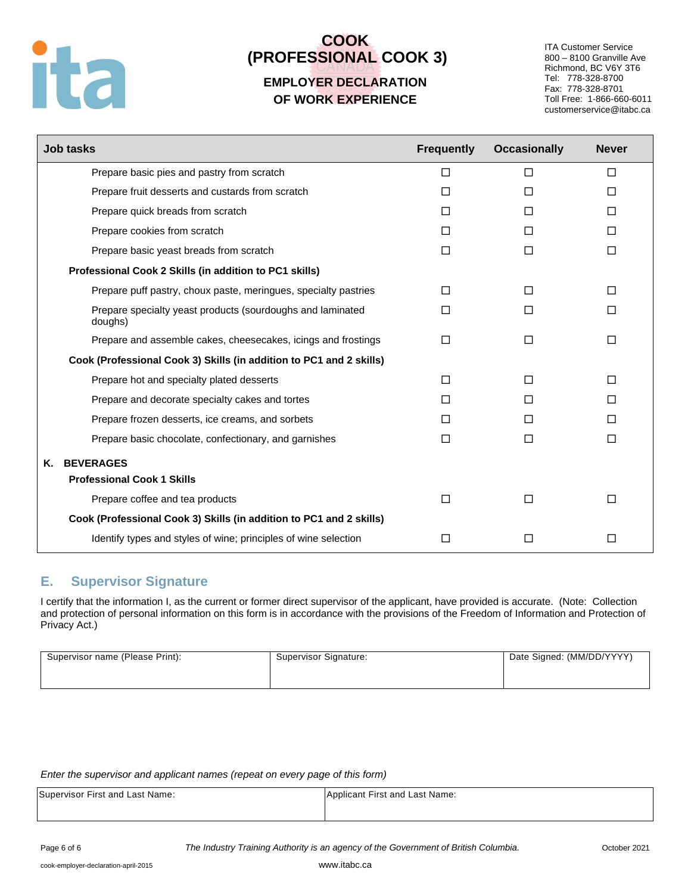# COOK (PROFESSIONAL COOK 3)

## EMPLOYER DECLARATION OF WORK EXPERIENCE

ITA Customer Service
800 – 8100 Granville Ave
Richmond, BC V6Y 3T6
Tel: 778-328-8700
Fax: 778-328-8701
Toll Free: 1-866-660-6011
customerservice@itabc.ca

| Job tasks | Frequently | Occasionally | Never |
|---|---|---|---|
| Prepare basic pies and pastry from scratch | ☐ | ☐ | ☐ |
| Prepare fruit desserts and custards from scratch | ☐ | ☐ | ☐ |
| Prepare quick breads from scratch | ☐ | ☐ | ☐ |
| Prepare cookies from scratch | ☐ | ☐ | ☐ |
| Prepare basic yeast breads from scratch | ☐ | ☐ | ☐ |
| **Professional Cook 2 Skills (in addition to PC1 skills)** | | | |
| Prepare puff pastry, choux paste, meringues, specialty pastries | ☐ | ☐ | ☐ |
| Prepare specialty yeast products (sourdoughs and laminated doughs) | ☐ | ☐ | ☐ |
| Prepare and assemble cakes, cheesecakes, icings and frostings | ☐ | ☐ | ☐ |
| **Cook (Professional Cook 3) Skills (in addition to PC1 and 2 skills)** | | | |
| Prepare hot and specialty plated desserts | ☐ | ☐ | ☐ |
| Prepare and decorate specialty cakes and tortes | ☐ | ☐ | ☐ |
| Prepare frozen desserts, ice creams, and sorbets | ☐ | ☐ | ☐ |
| Prepare basic chocolate, confectionary, and garnishes | ☐ | ☐ | ☐ |
| **K. BEVERAGES** | | | |
| **Professional Cook 1 Skills** | | | |
| Prepare coffee and tea products | ☐ | ☐ | ☐ |
| **Cook (Professional Cook 3) Skills (in addition to PC1 and 2 skills)** | | | |
| Identify types and styles of wine; principles of wine selection | ☐ | ☐ | ☐ |

## E. Supervisor Signature

I certify that the information I, as the current or former direct supervisor of the applicant, have provided is accurate. (Note: Collection and protection of personal information on this form is in accordance with the provisions of the Freedom of Information and Protection of Privacy Act.)

| Supervisor name (Please Print): | Supervisor Signature: | Date Signed: (MM/DD/YYYY) |
|---|---|---|
| | | |

*Enter the supervisor and applicant names (repeat on every page of this form)*

| Supervisor First and Last Name: | Applicant First and Last Name: |
|---|---|
| | |

*The Industry Training Authority is an agency of the Government of British Columbia.*

cook-employer-declaration-april-2015

www.itabc.ca